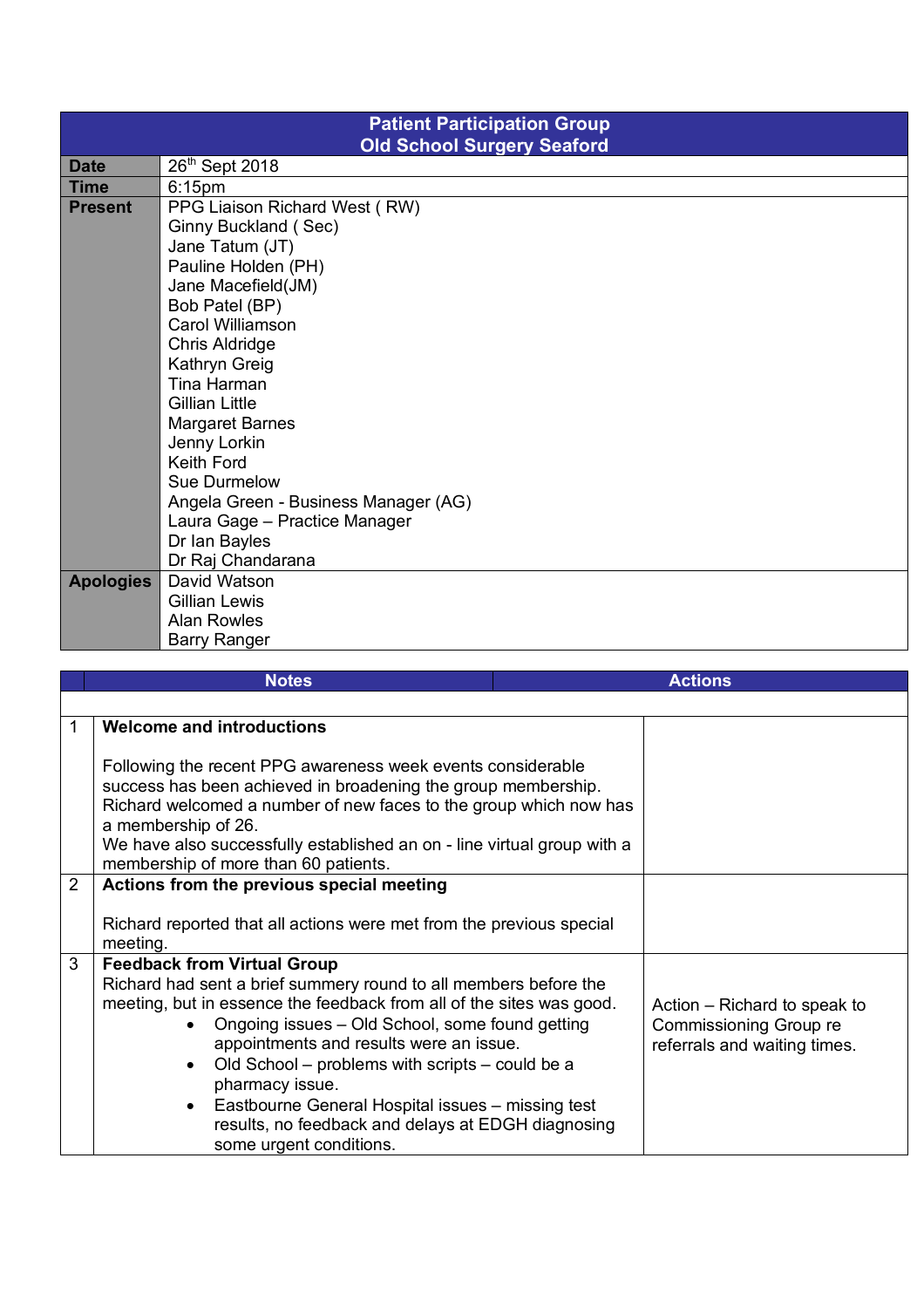| Patient Participation Group<br>Old School Surgery Seaford | |
|---|---|
| **Date** | 26th Sept 2018 |
| **Time** | 6:15pm |
| **Present** | PPG Liaison Richard West ( RW)<br>Ginny Buckland ( Sec)<br>Jane Tatum (JT)<br>Pauline Holden (PH)<br>Jane Macefield(JM)<br>Bob Patel (BP)<br>Carol Williamson<br>Chris Aldridge<br>Kathryn Greig<br>Tina Harman<br>Gillian Little<br>Margaret Barnes<br>Jenny Lorkin<br>Keith Ford<br>Sue Durmelow<br>Angela Green - Business Manager (AG)<br>Laura Gage – Practice Manager<br>Dr Ian Bayles<br>Dr Raj Chandarana |
| **Apologies** | David Watson<br>Gillian Lewis<br>Alan Rowles<br>Barry Ranger |

| | Notes | Actions |
|---|---|---|
| 1 | **Welcome and introductions**<br><br>Following the recent PPG awareness week events considerable success has been achieved in broadening the group membership. Richard welcomed a number of new faces to the group which now has a membership of 26.<br>We have also successfully established an on - line virtual group with a membership of more than 60 patients. | |
| 2 | **Actions from the previous special meeting**<br><br>Richard reported that all actions were met from the previous special meeting. | |
| 3 | **Feedback from Virtual Group**<br>Richard had sent a brief summery round to all members before the meeting, but in essence the feedback from all of the sites was good.<br>• Ongoing issues – Old School, some found getting appointments and results were an issue.<br>• Old School – problems with scripts – could be a pharmacy issue.<br>• Eastbourne General Hospital issues – missing test results, no feedback and delays at EDGH diagnosing some urgent conditions. | Action – Richard to speak to Commissioning Group re referrals and waiting times. |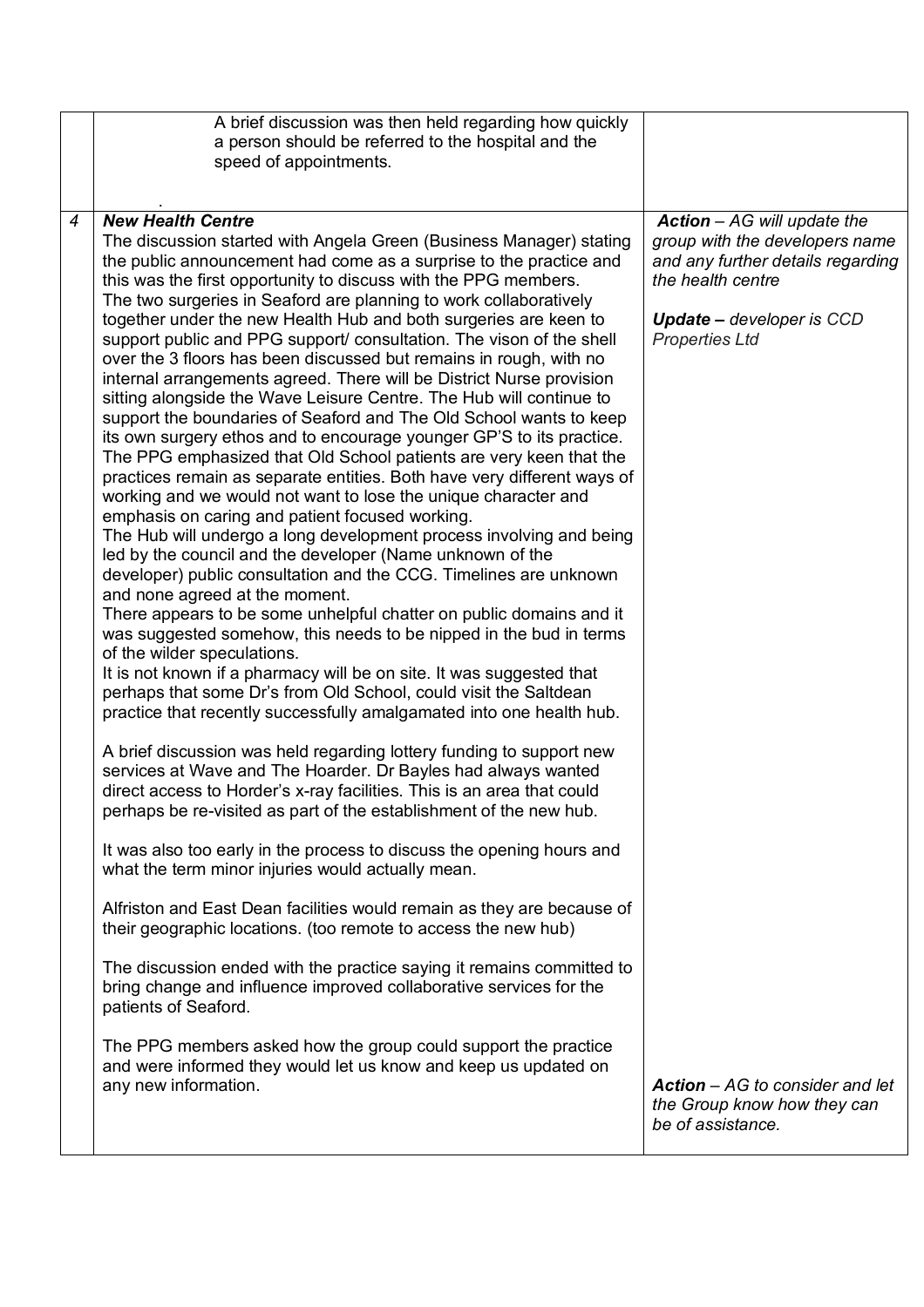| | | |
|---|---|---|
| | A brief discussion was then held regarding how quickly a person should be referred to the hospital and the speed of appointments.<br><br>. | |
| 4 | ***New Health Centre***<br>The discussion started with Angela Green (Business Manager) stating the public announcement had come as a surprise to the practice and this was the first opportunity to discuss with the PPG members.<br>The two surgeries in Seaford are planning to work collaboratively together under the new Health Hub and both surgeries are keen to support public and PPG support/ consultation. The vison of the shell over the 3 floors has been discussed but remains in rough, with no internal arrangements agreed. There will be District Nurse provision sitting alongside the Wave Leisure Centre. The Hub will continue to support the boundaries of Seaford and The Old School wants to keep its own surgery ethos and to encourage younger GP'S to its practice.<br>The PPG emphasized that Old School patients are very keen that the practices remain as separate entities. Both have very different ways of working and we would not want to lose the unique character and emphasis on caring and patient focused working.<br>The Hub will undergo a long development process involving and being led by the council and the developer (Name unknown of the developer) public consultation and the CCG. Timelines are unknown and none agreed at the moment.<br>There appears to be some unhelpful chatter on public domains and it was suggested somehow, this needs to be nipped in the bud in terms of the wilder speculations.<br>It is not known if a pharmacy will be on site. It was suggested that perhaps that some Dr's from Old School, could visit the Saltdean practice that recently successfully amalgamated into one health hub.<br><br>A brief discussion was held regarding lottery funding to support new services at Wave and The Hoarder. Dr Bayles had always wanted direct access to Horder's x-ray facilities. This is an area that could perhaps be re-visited as part of the establishment of the new hub.<br><br>It was also too early in the process to discuss the opening hours and what the term minor injuries would actually mean.<br><br>Alfriston and East Dean facilities would remain as they are because of their geographic locations. (too remote to access the new hub)<br><br>The discussion ended with the practice saying it remains committed to bring change and influence improved collaborative services for the patients of Seaford.<br><br>The PPG members asked how the group could support the practice and were informed they would let us know and keep us updated on any new information. | ***Action*** *– AG will update the group with the developers name and any further details regarding the health centre*<br><br>***Update –*** *developer is CCD Properties Ltd*<br><br>***Action*** *– AG to consider and let the Group know how they can be of assistance.* |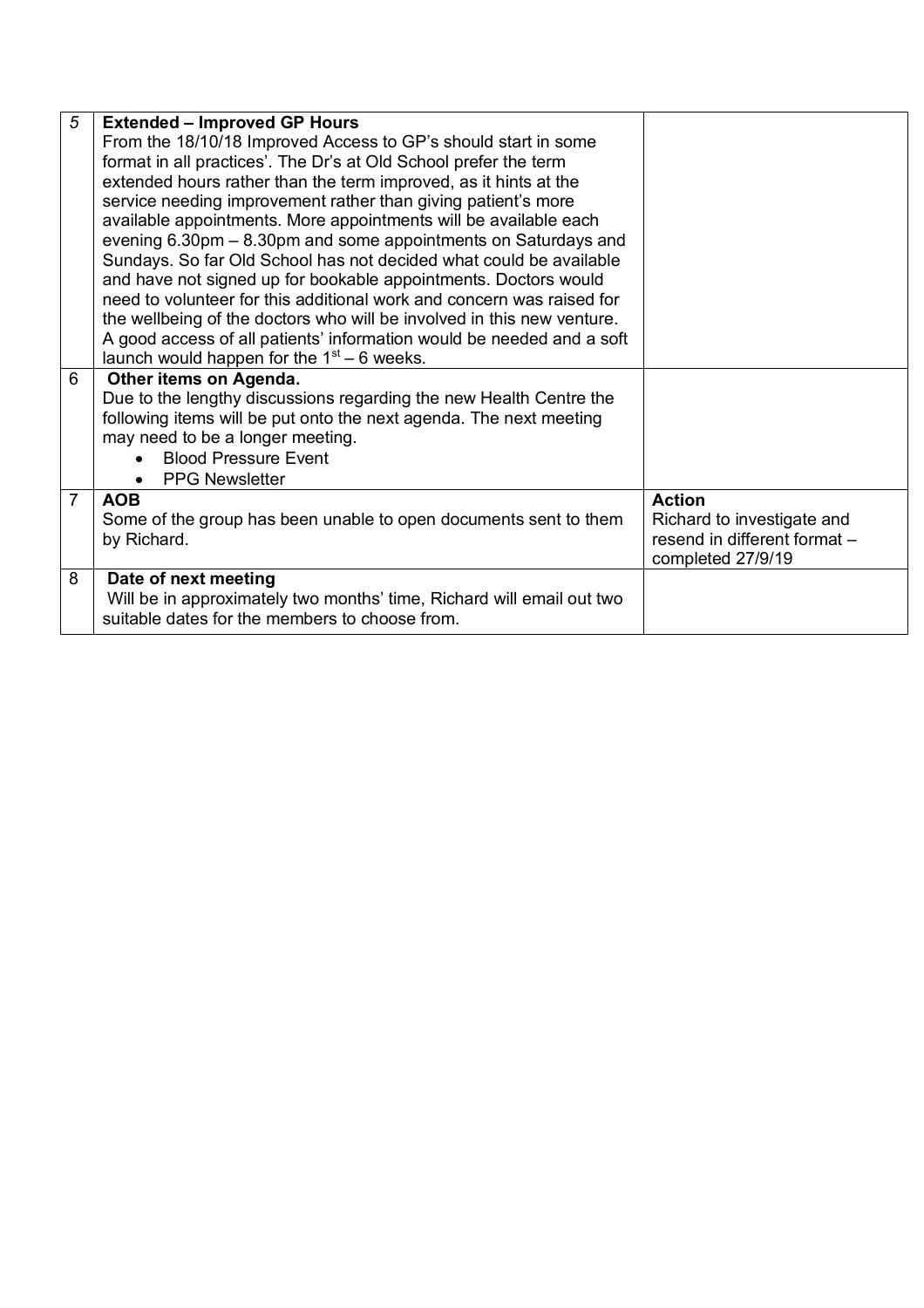| | | |
|---|---|---|
| *5* | **Extended – Improved GP Hours**<br>From the 18/10/18 Improved Access to GP's should start in some format in all practices'. The Dr's at Old School prefer the term extended hours rather than the term improved, as it hints at the service needing improvement rather than giving patient's more available appointments. More appointments will be available each evening 6.30pm – 8.30pm and some appointments on Saturdays and Sundays. So far Old School has not decided what could be available and have not signed up for bookable appointments. Doctors would need to volunteer for this additional work and concern was raised for the wellbeing of the doctors who will be involved in this new venture. A good access of all patients' information would be needed and a soft launch would happen for the 1st – 6 weeks. | |
| 6 | **Other items on Agenda.**<br>Due to the lengthy discussions regarding the new Health Centre the following items will be put onto the next agenda. The next meeting may need to be a longer meeting.<br>• Blood Pressure Event<br>• PPG Newsletter | |
| 7 | **AOB**<br>Some of the group has been unable to open documents sent to them by Richard. | **Action**<br>Richard to investigate and resend in different format – completed 27/9/19 |
| 8 | **Date of next meeting**<br>Will be in approximately two months' time, Richard will email out two suitable dates for the members to choose from. | |